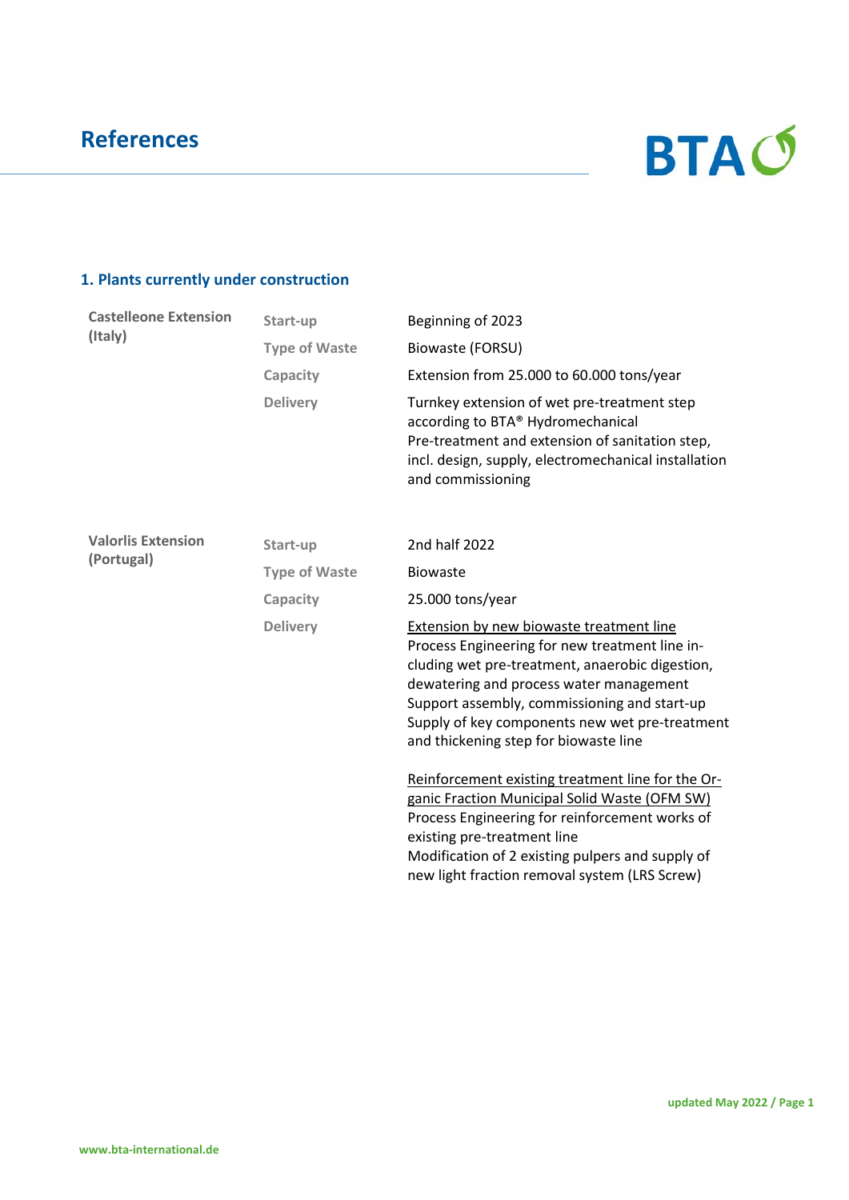# References

## 1. Plants currently under construction

| | | |
|---|---|---|
| **Castelleone Extension (Italy)** | **Start-up** | Beginning of 2023 |
| | **Type of Waste** | Biowaste (FORSU) |
| | **Capacity** | Extension from 25.000 to 60.000 tons/year |
| | **Delivery** | Turnkey extension of wet pre-treatment step according to BTA® Hydromechanical Pre-treatment and extension of sanitation step, incl. design, supply, electromechanical installation and commissioning |
| **Valorlis Extension (Portugal)** | **Start-up** | 2nd half 2022 |
| | **Type of Waste** | Biowaste |
| | **Capacity** | 25.000 tons/year |
| | **Delivery** | <u>Extension by new biowaste treatment line</u><br>Process Engineering for new treatment line including wet pre-treatment, anaerobic digestion, dewatering and process water management<br>Support assembly, commissioning and start-up<br>Supply of key components new wet pre-treatment and thickening step for biowaste line<br><br><u>Reinforcement existing treatment line for the Organic Fraction Municipal Solid Waste (OFM SW)</u><br>Process Engineering for reinforcement works of existing pre-treatment line<br>Modification of 2 existing pulpers and supply of new light fraction removal system (LRS Screw) |

updated May 2022

www.bta-international.de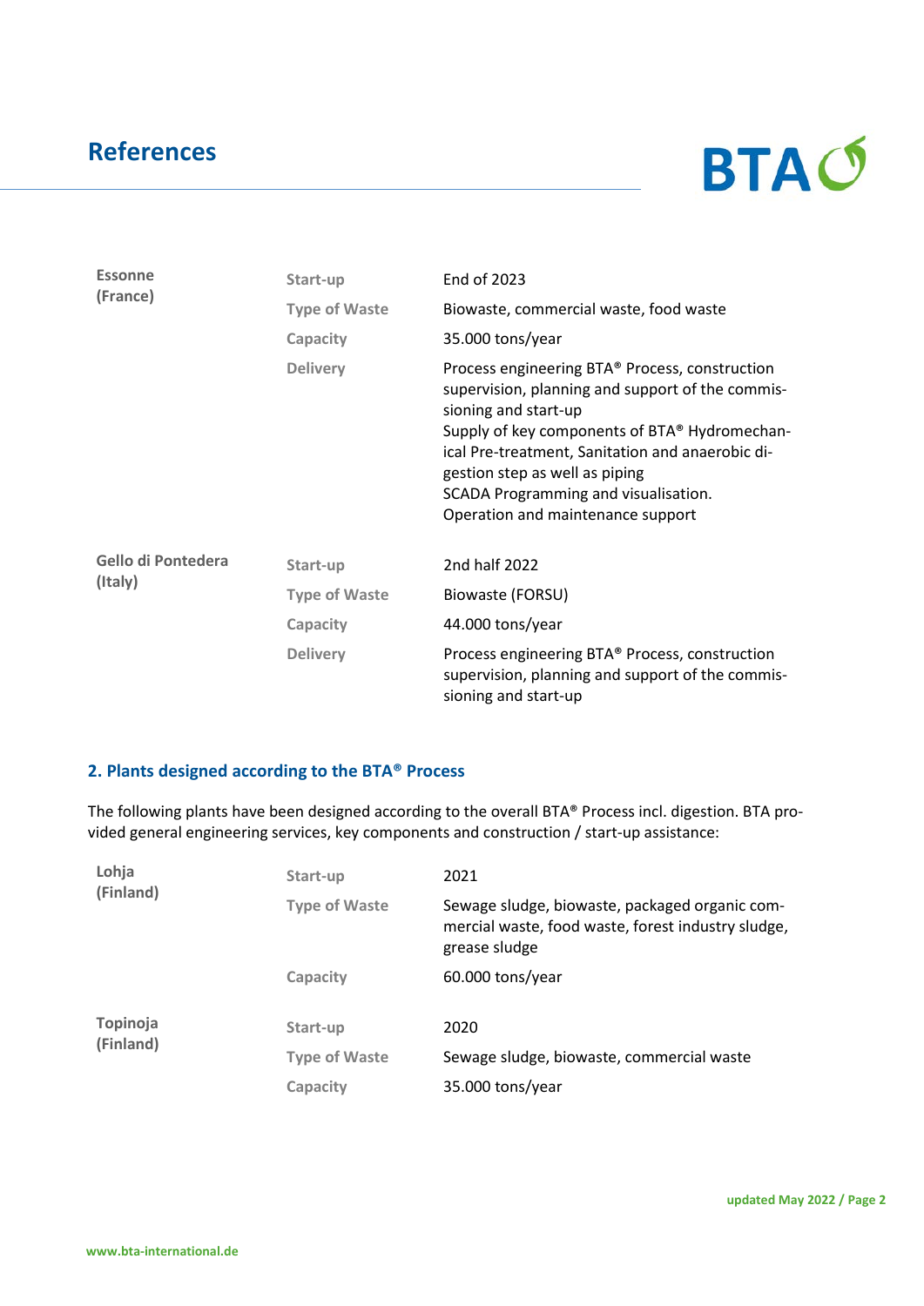## References

| | | |
|---|---|---|
| **Essonne (France)** | Start-up | End of 2023 |
| | Type of Waste | Biowaste, commercial waste, food waste |
| | Capacity | 35.000 tons/year |
| | Delivery | Process engineering BTA® Process, construction supervision, planning and support of the commissioning and start-up<br>Supply of key components of BTA® Hydromechanical Pre-treatment, Sanitation and anaerobic digestion step as well as piping<br>SCADA Programming and visualisation.<br>Operation and maintenance support |
| **Gello di Pontedera (Italy)** | Start-up | 2nd half 2022 |
| | Type of Waste | Biowaste (FORSU) |
| | Capacity | 44.000 tons/year |
| | Delivery | Process engineering BTA® Process, construction supervision, planning and support of the commissioning and start-up |

### 2. Plants designed according to the BTA® Process

The following plants have been designed according to the overall BTA® Process incl. digestion. BTA provided general engineering services, key components and construction / start-up assistance:

| | | |
|---|---|---|
| **Lohja (Finland)** | Start-up | 2021 |
| | Type of Waste | Sewage sludge, biowaste, packaged organic commercial waste, food waste, forest industry sludge, grease sludge |
| | Capacity | 60.000 tons/year |
| **Topinoja (Finland)** | Start-up | 2020 |
| | Type of Waste | Sewage sludge, biowaste, commercial waste |
| | Capacity | 35.000 tons/year |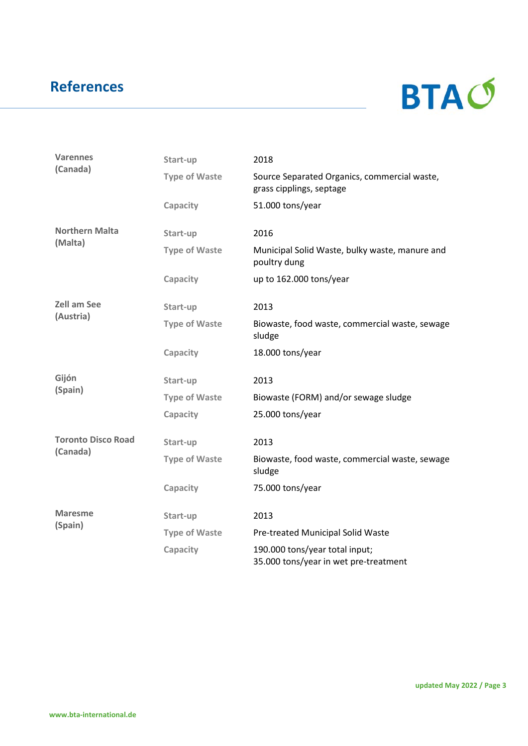# References

| | | |
|---|---|---|
| **Varennes (Canada)** | Start-up | 2018 |
| | Type of Waste | Source Separated Organics, commercial waste, grass cipplings, septage |
| | Capacity | 51.000 tons/year |
| **Northern Malta (Malta)** | Start-up | 2016 |
| | Type of Waste | Municipal Solid Waste, bulky waste, manure and poultry dung |
| | Capacity | up to 162.000 tons/year |
| **Zell am See (Austria)** | Start-up | 2013 |
| | Type of Waste | Biowaste, food waste, commercial waste, sewage sludge |
| | Capacity | 18.000 tons/year |
| **Gijón (Spain)** | Start-up | 2013 |
| | Type of Waste | Biowaste (FORM) and/or sewage sludge |
| | Capacity | 25.000 tons/year |
| **Toronto Disco Road (Canada)** | Start-up | 2013 |
| | Type of Waste | Biowaste, food waste, commercial waste, sewage sludge |
| | Capacity | 75.000 tons/year |
| **Maresme (Spain)** | Start-up | 2013 |
| | Type of Waste | Pre-treated Municipal Solid Waste |
| | Capacity | 190.000 tons/year total input; 35.000 tons/year in wet pre-treatment |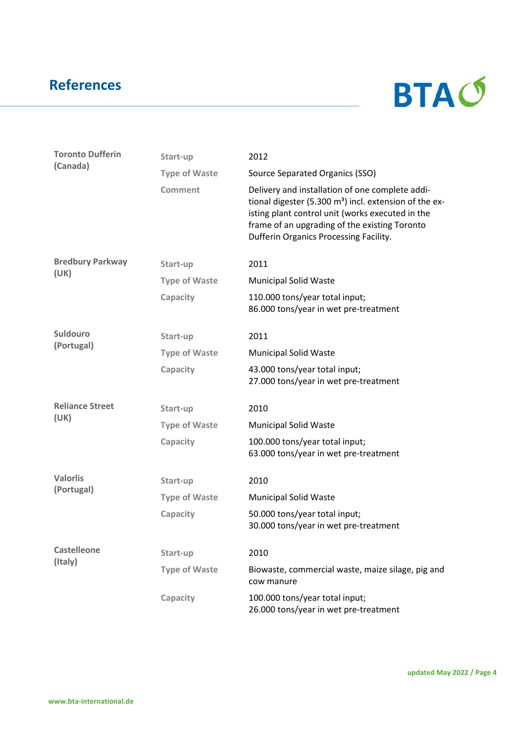## References

**Toronto Dufferin (Canada)**

| | |
|---|---|
| Start-up | 2012 |
| Type of Waste | Source Separated Organics (SSO) |
| Comment | Delivery and installation of one complete additional digester (5.300 m³) incl. extension of the existing plant control unit (works executed in the frame of an upgrading of the existing Toronto Dufferin Organics Processing Facility. |

**Bredbury Parkway (UK)**

| | |
|---|---|
| Start-up | 2011 |
| Type of Waste | Municipal Solid Waste |
| Capacity | 110.000 tons/year total input; 86.000 tons/year in wet pre-treatment |

**Suldouro (Portugal)**

| | |
|---|---|
| Start-up | 2011 |
| Type of Waste | Municipal Solid Waste |
| Capacity | 43.000 tons/year total input; 27.000 tons/year in wet pre-treatment |

**Reliance Street (UK)**

| | |
|---|---|
| Start-up | 2010 |
| Type of Waste | Municipal Solid Waste |
| Capacity | 100.000 tons/year total input; 63.000 tons/year in wet pre-treatment |

**Valorlis (Portugal)**

| | |
|---|---|
| Start-up | 2010 |
| Type of Waste | Municipal Solid Waste |
| Capacity | 50.000 tons/year total input; 30.000 tons/year in wet pre-treatment |

**Castelleone (Italy)**

| | |
|---|---|
| Start-up | 2010 |
| Type of Waste | Biowaste, commercial waste, maize silage, pig and cow manure |
| Capacity | 100.000 tons/year total input; 26.000 tons/year in wet pre-treatment |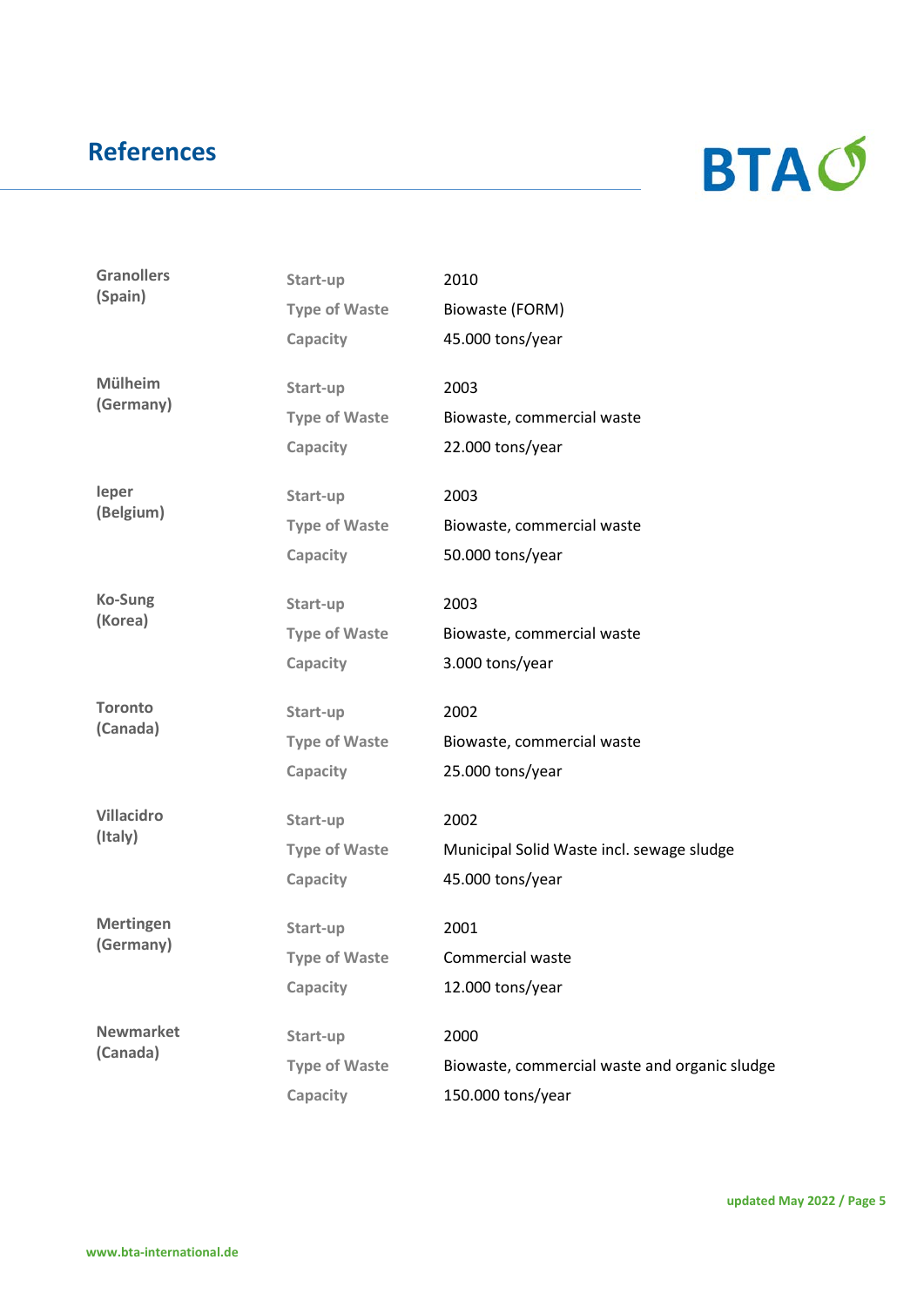## References

| | | |
|---|---|---|
| **Granollers (Spain)** | Start-up | 2010 |
| | Type of Waste | Biowaste (FORM) |
| | Capacity | 45.000 tons/year |
| **Mülheim (Germany)** | Start-up | 2003 |
| | Type of Waste | Biowaste, commercial waste |
| | Capacity | 22.000 tons/year |
| **Ieper (Belgium)** | Start-up | 2003 |
| | Type of Waste | Biowaste, commercial waste |
| | Capacity | 50.000 tons/year |
| **Ko-Sung (Korea)** | Start-up | 2003 |
| | Type of Waste | Biowaste, commercial waste |
| | Capacity | 3.000 tons/year |
| **Toronto (Canada)** | Start-up | 2002 |
| | Type of Waste | Biowaste, commercial waste |
| | Capacity | 25.000 tons/year |
| **Villacidro (Italy)** | Start-up | 2002 |
| | Type of Waste | Municipal Solid Waste incl. sewage sludge |
| | Capacity | 45.000 tons/year |
| **Mertingen (Germany)** | Start-up | 2001 |
| | Type of Waste | Commercial waste |
| | Capacity | 12.000 tons/year |
| **Newmarket (Canada)** | Start-up | 2000 |
| | Type of Waste | Biowaste, commercial waste and organic sludge |
| | Capacity | 150.000 tons/year |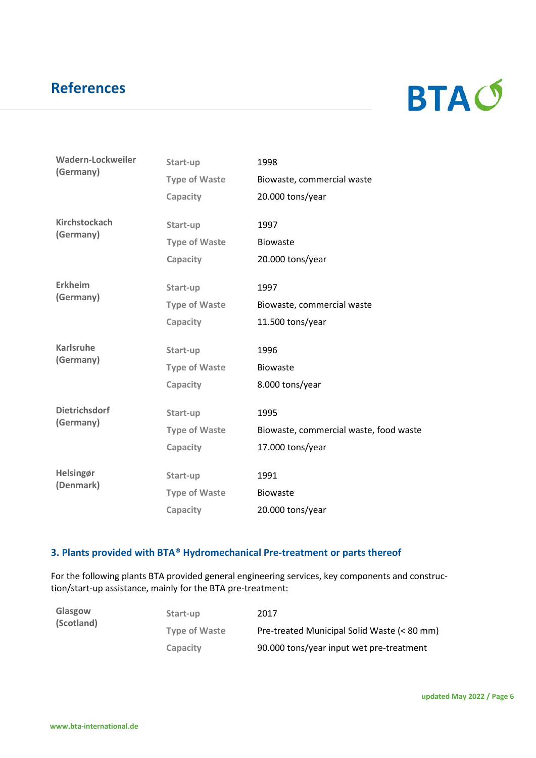# References

| | | |
|---|---|---|
| **Wadern-Lockweiler (Germany)** | Start-up | 1998 |
| | Type of Waste | Biowaste, commercial waste |
| | Capacity | 20.000 tons/year |
| **Kirchstockach (Germany)** | Start-up | 1997 |
| | Type of Waste | Biowaste |
| | Capacity | 20.000 tons/year |
| **Erkheim (Germany)** | Start-up | 1997 |
| | Type of Waste | Biowaste, commercial waste |
| | Capacity | 11.500 tons/year |
| **Karlsruhe (Germany)** | Start-up | 1996 |
| | Type of Waste | Biowaste |
| | Capacity | 8.000 tons/year |
| **Dietrichsdorf (Germany)** | Start-up | 1995 |
| | Type of Waste | Biowaste, commercial waste, food waste |
| | Capacity | 17.000 tons/year |
| **Helsingør (Denmark)** | Start-up | 1991 |
| | Type of Waste | Biowaste |
| | Capacity | 20.000 tons/year |

## 3. Plants provided with BTA® Hydromechanical Pre-treatment or parts thereof

For the following plants BTA provided general engineering services, key components and construction/start-up assistance, mainly for the BTA pre-treatment:

| | | |
|---|---|---|
| **Glasgow (Scotland)** | Start-up | 2017 |
| | Type of Waste | Pre-treated Municipal Solid Waste (< 80 mm) |
| | Capacity | 90.000 tons/year input wet pre-treatment |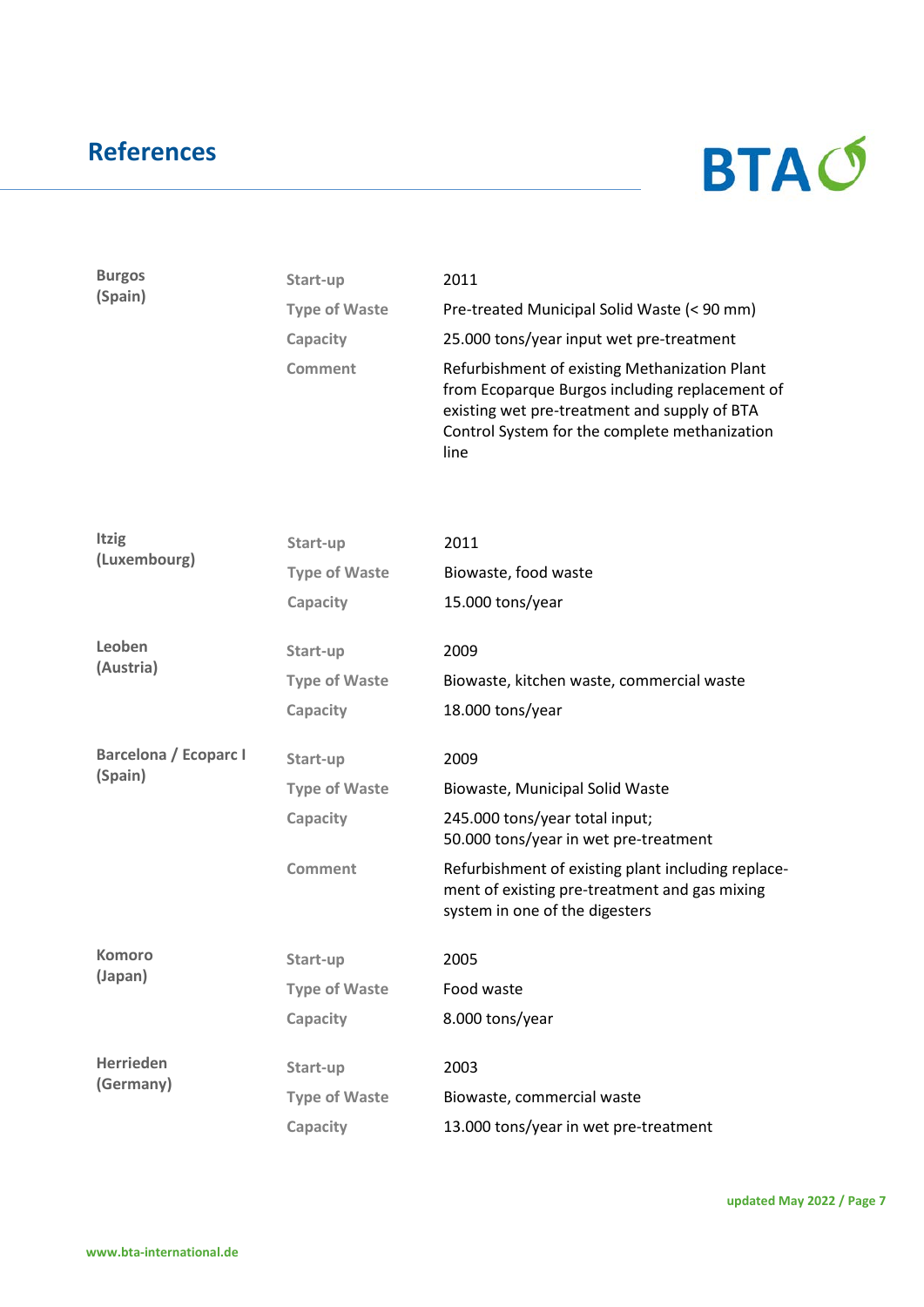# References

**Burgos (Spain)**

| | |
|---|---|
| Start-up | 2011 |
| Type of Waste | Pre-treated Municipal Solid Waste (< 90 mm) |
| Capacity | 25.000 tons/year input wet pre-treatment |
| Comment | Refurbishment of existing Methanization Plant from Ecoparque Burgos including replacement of existing wet pre-treatment and supply of BTA Control System for the complete methanization line |

**Itzig (Luxembourg)**

| | |
|---|---|
| Start-up | 2011 |
| Type of Waste | Biowaste, food waste |
| Capacity | 15.000 tons/year |

**Leoben (Austria)**

| | |
|---|---|
| Start-up | 2009 |
| Type of Waste | Biowaste, kitchen waste, commercial waste |
| Capacity | 18.000 tons/year |

**Barcelona / Ecoparc I (Spain)**

| | |
|---|---|
| Start-up | 2009 |
| Type of Waste | Biowaste, Municipal Solid Waste |
| Capacity | 245.000 tons/year total input;<br>50.000 tons/year in wet pre-treatment |
| Comment | Refurbishment of existing plant including replacement of existing pre-treatment and gas mixing system in one of the digesters |

**Komoro (Japan)**

| | |
|---|---|
| Start-up | 2005 |
| Type of Waste | Food waste |
| Capacity | 8.000 tons/year |

**Herrieden (Germany)**

| | |
|---|---|
| Start-up | 2003 |
| Type of Waste | Biowaste, commercial waste |
| Capacity | 13.000 tons/year in wet pre-treatment |

updated May 2022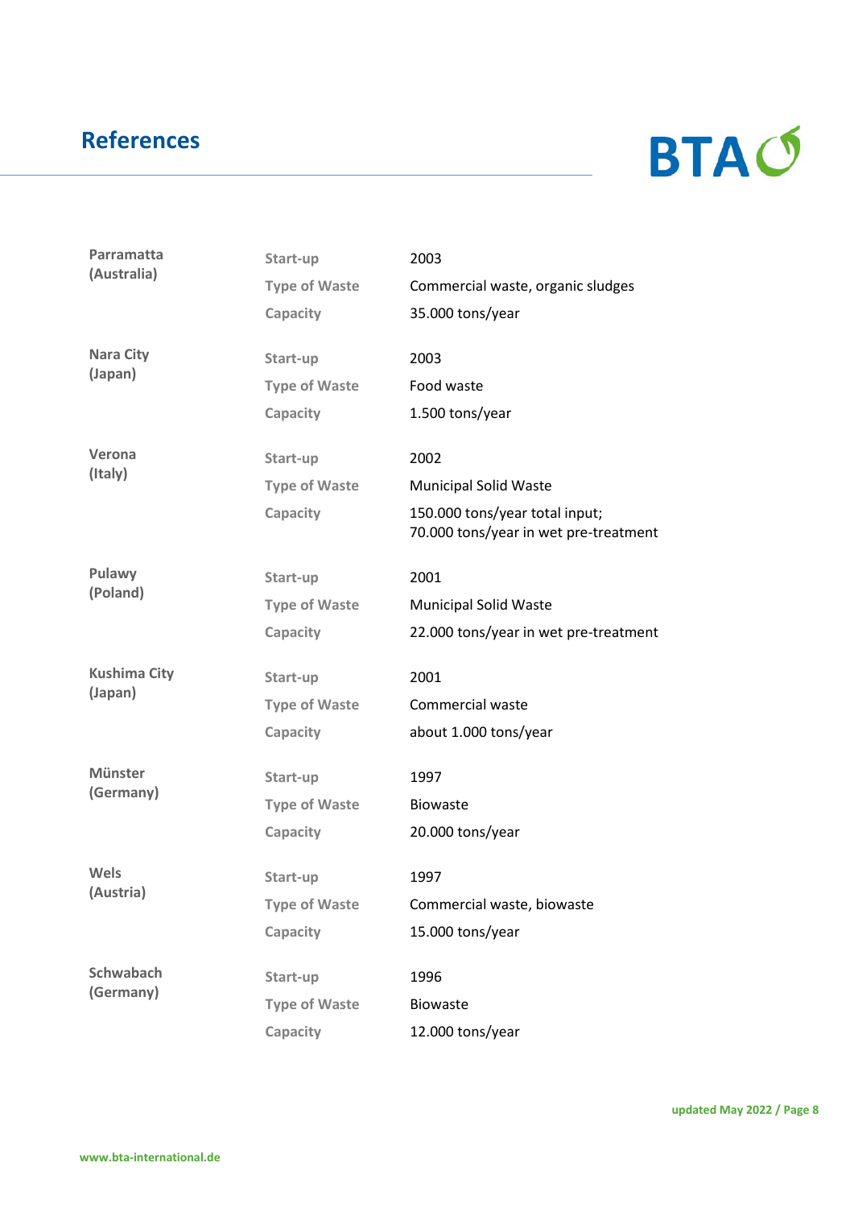## References

| | | |
|---|---|---|
| **Parramatta (Australia)** | Start-up | 2003 |
| | Type of Waste | Commercial waste, organic sludges |
| | Capacity | 35.000 tons/year |
| **Nara City (Japan)** | Start-up | 2003 |
| | Type of Waste | Food waste |
| | Capacity | 1.500 tons/year |
| **Verona (Italy)** | Start-up | 2002 |
| | Type of Waste | Municipal Solid Waste |
| | Capacity | 150.000 tons/year total input; 70.000 tons/year in wet pre-treatment |
| **Pulawy (Poland)** | Start-up | 2001 |
| | Type of Waste | Municipal Solid Waste |
| | Capacity | 22.000 tons/year in wet pre-treatment |
| **Kushima City (Japan)** | Start-up | 2001 |
| | Type of Waste | Commercial waste |
| | Capacity | about 1.000 tons/year |
| **Münster (Germany)** | Start-up | 1997 |
| | Type of Waste | Biowaste |
| | Capacity | 20.000 tons/year |
| **Wels (Austria)** | Start-up | 1997 |
| | Type of Waste | Commercial waste, biowaste |
| | Capacity | 15.000 tons/year |
| **Schwabach (Germany)** | Start-up | 1996 |
| | Type of Waste | Biowaste |
| | Capacity | 12.000 tons/year |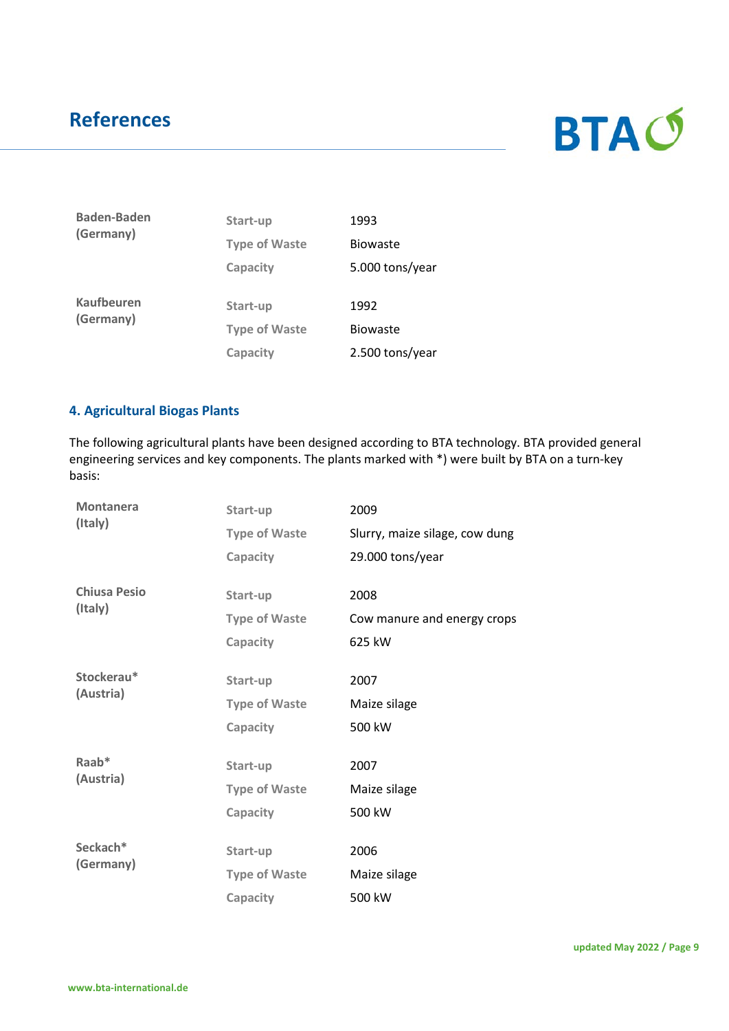| Baden-Baden (Germany) | Start-up | 1993 |
|---|---|---|
| | Type of Waste | Biowaste |
| | Capacity | 5.000 tons/year |
| Kaufbeuren (Germany) | Start-up | 1992 |
| | Type of Waste | Biowaste |
| | Capacity | 2.500 tons/year |

### 4. Agricultural Biogas Plants

The following agricultural plants have been designed according to BTA technology. BTA provided general engineering services and key components. The plants marked with *) were built by BTA on a turn-key basis:

| Montanera (Italy) | Start-up | 2009 |
|---|---|---|
| | Type of Waste | Slurry, maize silage, cow dung |
| | Capacity | 29.000 tons/year |
| Chiusa Pesio (Italy) | Start-up | 2008 |
| | Type of Waste | Cow manure and energy crops |
| | Capacity | 625 kW |
| Stockerau* (Austria) | Start-up | 2007 |
| | Type of Waste | Maize silage |
| | Capacity | 500 kW |
| Raab* (Austria) | Start-up | 2007 |
| | Type of Waste | Maize silage |
| | Capacity | 500 kW |
| Seckach* (Germany) | Start-up | 2006 |
| | Type of Waste | Maize silage |
| | Capacity | 500 kW |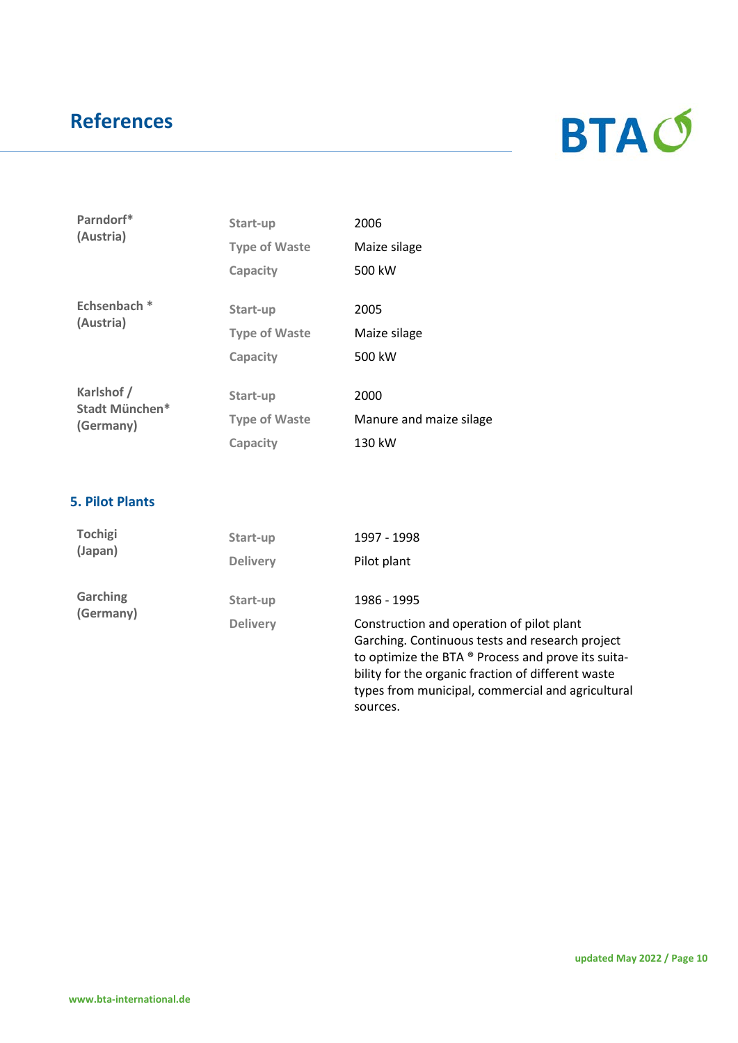# References

| | | |
|---|---|---|
| **Parndorf* (Austria)** | Start-up | 2006 |
| | Type of Waste | Maize silage |
| | Capacity | 500 kW |
| **Echsenbach * (Austria)** | Start-up | 2005 |
| | Type of Waste | Maize silage |
| | Capacity | 500 kW |
| **Karlshof / Stadt München* (Germany)** | Start-up | 2000 |
| | Type of Waste | Manure and maize silage |
| | Capacity | 130 kW |

## 5. Pilot Plants

| | | |
|---|---|---|
| **Tochigi (Japan)** | Start-up | 1997 - 1998 |
| | Delivery | Pilot plant |
| **Garching (Germany)** | Start-up | 1986 - 1995 |
| | Delivery | Construction and operation of pilot plant Garching. Continuous tests and research project to optimize the BTA ® Process and prove its suitability for the organic fraction of different waste types from municipal, commercial and agricultural sources. |

updated May 2022

www.bta-international.de